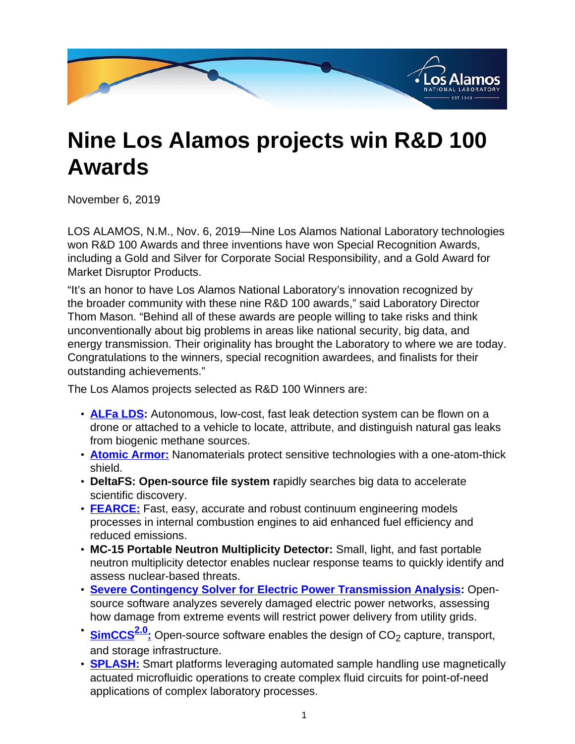# Nine Los Alamos projects win R&D 100 Awards

November 6, 2019

LOS ALAMOS, N.M., Nov. 6, 2019—Nine Los Alamos National Laboratory technologies won R&D 100 Awards and three inventions have won Special Recognition Awards, including a Gold and Silver for Corporate Social Responsibility, and a Gold Award for Market Disruptor Products.

"It's an honor to have Los Alamos National Laboratory's innovation recognized by the broader community with these nine R&D 100 awards," said Laboratory Director Thom Mason. "Behind all of these awards are people willing to take risks and think unconventionally about big problems in areas like national security, big data, and energy transmission. Their originality has brought the Laboratory to where we are today. Congratulations to the winners, special recognition awardees, and finalists for their outstanding achievements."

The Los Alamos projects selected as R&D 100 Winners are:

- **ALFa LDS:** Autonomous, low-cost, fast leak detection system can be flown on a drone or attached to a vehicle to locate, attribute, and distinguish natural gas leaks from biogenic methane sources.
- **Atomic Armor:** Nanomaterials protect sensitive technologies with a one-atom-thick shield.
- **DeltaFS: Open-source file system r**apidly searches big data to accelerate scientific discovery.
- **FEARCE:** Fast, easy, accurate and robust continuum engineering models processes in internal combustion engines to aid enhanced fuel efficiency and reduced emissions.
- **MC-15 Portable Neutron Multiplicity Detector:** Small, light, and fast portable neutron multiplicity detector enables nuclear response teams to quickly identify and assess nuclear-based threats.
- **Severe Contingency Solver for Electric Power Transmission Analysis:** Open-source software analyzes severely damaged electric power networks, assessing how damage from extreme events will restrict power delivery from utility grids.
- **SimCCS$^{2.0}$:** Open-source software enables the design of $CO_2$ capture, transport, and storage infrastructure.
- **SPLASH:** Smart platforms leveraging automated sample handling use magnetically actuated microfluidic operations to create complex fluid circuits for point-of-need applications of complex laboratory processes.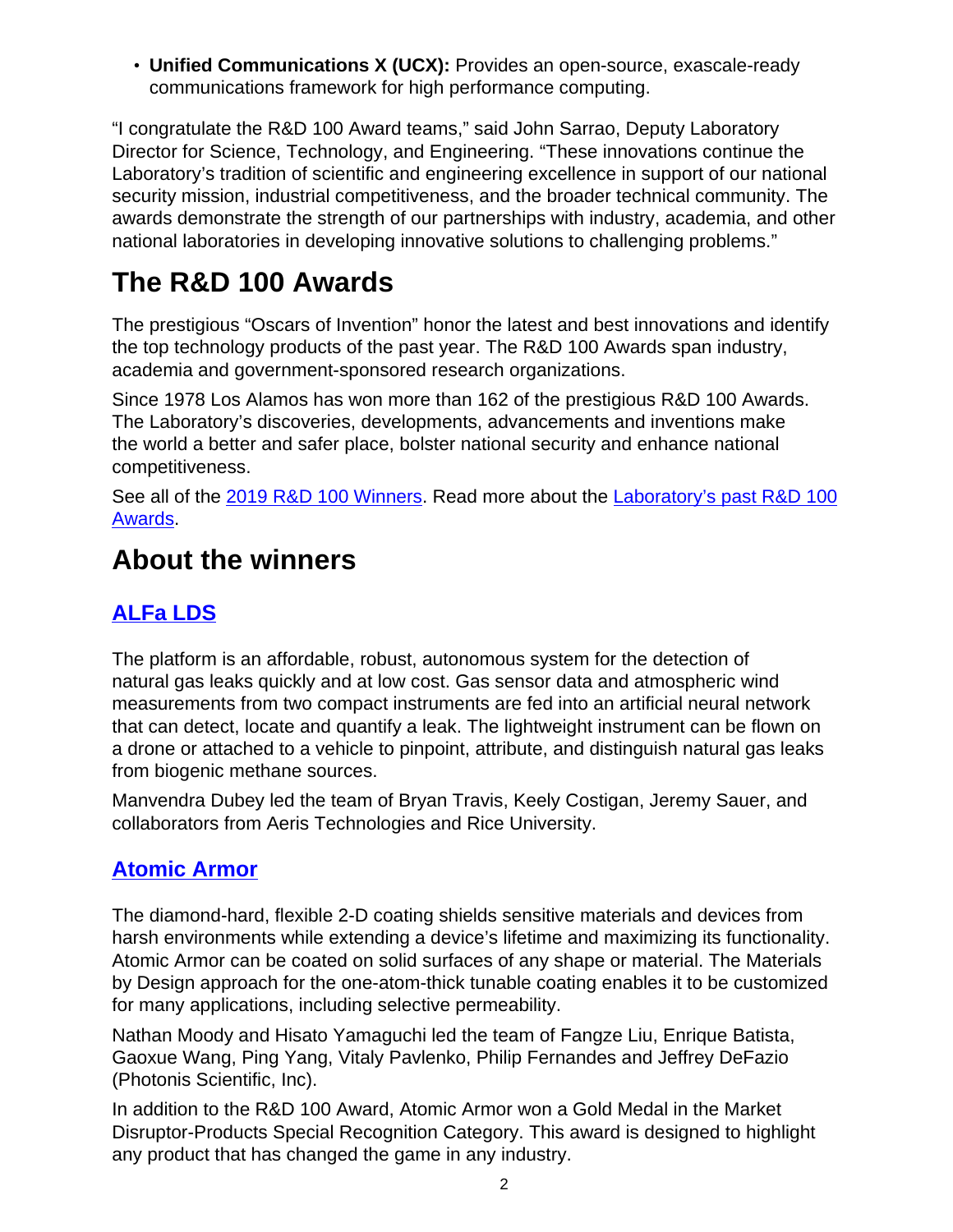- **Unified Communications X (UCX):** Provides an open-source, exascale-ready communications framework for high performance computing.

"I congratulate the R&D 100 Award teams," said John Sarrao, Deputy Laboratory Director for Science, Technology, and Engineering. "These innovations continue the Laboratory's tradition of scientific and engineering excellence in support of our national security mission, industrial competitiveness, and the broader technical community. The awards demonstrate the strength of our partnerships with industry, academia, and other national laboratories in developing innovative solutions to challenging problems."

# The R&D 100 Awards

The prestigious "Oscars of Invention" honor the latest and best innovations and identify the top technology products of the past year. The R&D 100 Awards span industry, academia and government-sponsored research organizations.

Since 1978 Los Alamos has won more than 162 of the prestigious R&D 100 Awards. The Laboratory's discoveries, developments, advancements and inventions make the world a better and safer place, bolster national security and enhance national competitiveness.

See all of the [2019 R&D 100 Winners](). Read more about the [Laboratory's past R&D 100 Awards]().

# About the winners

## [ALFa LDS]()

The platform is an affordable, robust, autonomous system for the detection of natural gas leaks quickly and at low cost. Gas sensor data and atmospheric wind measurements from two compact instruments are fed into an artificial neural network that can detect, locate and quantify a leak. The lightweight instrument can be flown on a drone or attached to a vehicle to pinpoint, attribute, and distinguish natural gas leaks from biogenic methane sources.

Manvendra Dubey led the team of Bryan Travis, Keely Costigan, Jeremy Sauer, and collaborators from Aeris Technologies and Rice University.

## [Atomic Armor]()

The diamond-hard, flexible 2-D coating shields sensitive materials and devices from harsh environments while extending a device's lifetime and maximizing its functionality. Atomic Armor can be coated on solid surfaces of any shape or material. The Materials by Design approach for the one-atom-thick tunable coating enables it to be customized for many applications, including selective permeability.

Nathan Moody and Hisato Yamaguchi led the team of Fangze Liu, Enrique Batista, Gaoxue Wang, Ping Yang, Vitaly Pavlenko, Philip Fernandes and Jeffrey DeFazio (Photonis Scientific, Inc).

In addition to the R&D 100 Award, Atomic Armor won a Gold Medal in the Market Disruptor-Products Special Recognition Category. This award is designed to highlight any product that has changed the game in any industry.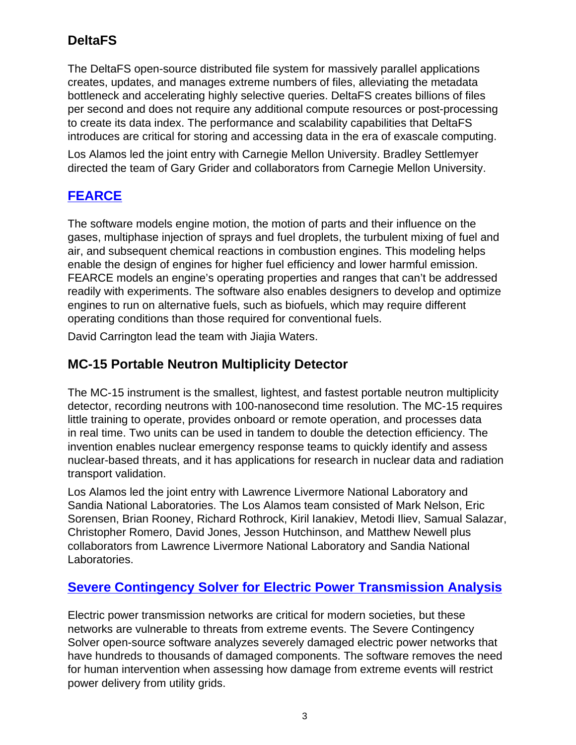## DeltaFS

The DeltaFS open-source distributed file system for massively parallel applications creates, updates, and manages extreme numbers of files, alleviating the metadata bottleneck and accelerating highly selective queries. DeltaFS creates billions of files per second and does not require any additional compute resources or post-processing to create its data index. The performance and scalability capabilities that DeltaFS introduces are critical for storing and accessing data in the era of exascale computing.

Los Alamos led the joint entry with Carnegie Mellon University. Bradley Settlemyer directed the team of Gary Grider and collaborators from Carnegie Mellon University.

## FEARCE

The software models engine motion, the motion of parts and their influence on the gases, multiphase injection of sprays and fuel droplets, the turbulent mixing of fuel and air, and subsequent chemical reactions in combustion engines. This modeling helps enable the design of engines for higher fuel efficiency and lower harmful emission. FEARCE models an engine's operating properties and ranges that can't be addressed readily with experiments. The software also enables designers to develop and optimize engines to run on alternative fuels, such as biofuels, which may require different operating conditions than those required for conventional fuels.

David Carrington lead the team with Jiajia Waters.

## MC-15 Portable Neutron Multiplicity Detector

The MC-15 instrument is the smallest, lightest, and fastest portable neutron multiplicity detector, recording neutrons with 100-nanosecond time resolution. The MC-15 requires little training to operate, provides onboard or remote operation, and processes data in real time. Two units can be used in tandem to double the detection efficiency. The invention enables nuclear emergency response teams to quickly identify and assess nuclear-based threats, and it has applications for research in nuclear data and radiation transport validation.

Los Alamos led the joint entry with Lawrence Livermore National Laboratory and Sandia National Laboratories. The Los Alamos team consisted of Mark Nelson, Eric Sorensen, Brian Rooney, Richard Rothrock, Kiril Ianakiev, Metodi Iliev, Samual Salazar, Christopher Romero, David Jones, Jesson Hutchinson, and Matthew Newell plus collaborators from Lawrence Livermore National Laboratory and Sandia National Laboratories.

## Severe Contingency Solver for Electric Power Transmission Analysis

Electric power transmission networks are critical for modern societies, but these networks are vulnerable to threats from extreme events. The Severe Contingency Solver open-source software analyzes severely damaged electric power networks that have hundreds to thousands of damaged components. The software removes the need for human intervention when assessing how damage from extreme events will restrict power delivery from utility grids.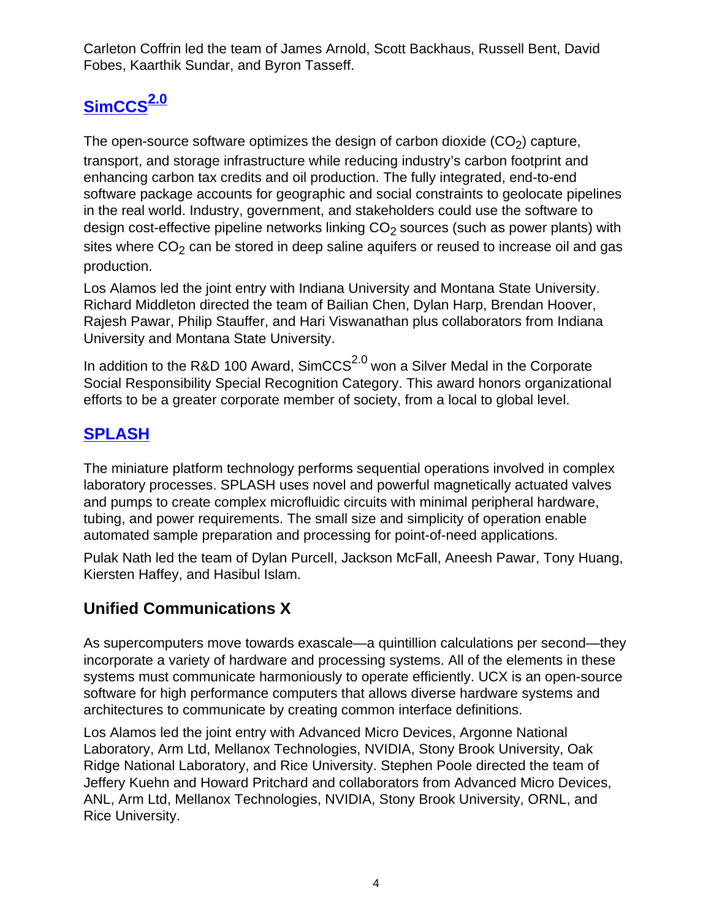Carleton Coffrin led the team of James Arnold, Scott Backhaus, Russell Bent, David Fobes, Kaarthik Sundar, and Byron Tasseff.

## SimCCS$^{2.0}$

The open-source software optimizes the design of carbon dioxide ($CO_2$) capture, transport, and storage infrastructure while reducing industry's carbon footprint and enhancing carbon tax credits and oil production. The fully integrated, end-to-end software package accounts for geographic and social constraints to geolocate pipelines in the real world. Industry, government, and stakeholders could use the software to design cost-effective pipeline networks linking $CO_2$ sources (such as power plants) with sites where $CO_2$ can be stored in deep saline aquifers or reused to increase oil and gas production.

Los Alamos led the joint entry with Indiana University and Montana State University. Richard Middleton directed the team of Bailian Chen, Dylan Harp, Brendan Hoover, Rajesh Pawar, Philip Stauffer, and Hari Viswanathan plus collaborators from Indiana University and Montana State University.

In addition to the R&D 100 Award, SimCCS$^{2.0}$ won a Silver Medal in the Corporate Social Responsibility Special Recognition Category. This award honors organizational efforts to be a greater corporate member of society, from a local to global level.

## SPLASH

The miniature platform technology performs sequential operations involved in complex laboratory processes. SPLASH uses novel and powerful magnetically actuated valves and pumps to create complex microfluidic circuits with minimal peripheral hardware, tubing, and power requirements. The small size and simplicity of operation enable automated sample preparation and processing for point-of-need applications.

Pulak Nath led the team of Dylan Purcell, Jackson McFall, Aneesh Pawar, Tony Huang, Kiersten Haffey, and Hasibul Islam.

## Unified Communications X

As supercomputers move towards exascale—a quintillion calculations per second—they incorporate a variety of hardware and processing systems. All of the elements in these systems must communicate harmoniously to operate efficiently. UCX is an open-source software for high performance computers that allows diverse hardware systems and architectures to communicate by creating common interface definitions.

Los Alamos led the joint entry with Advanced Micro Devices, Argonne National Laboratory, Arm Ltd, Mellanox Technologies, NVIDIA, Stony Brook University, Oak Ridge National Laboratory, and Rice University. Stephen Poole directed the team of Jeffery Kuehn and Howard Pritchard and collaborators from Advanced Micro Devices, ANL, Arm Ltd, Mellanox Technologies, NVIDIA, Stony Brook University, ORNL, and Rice University.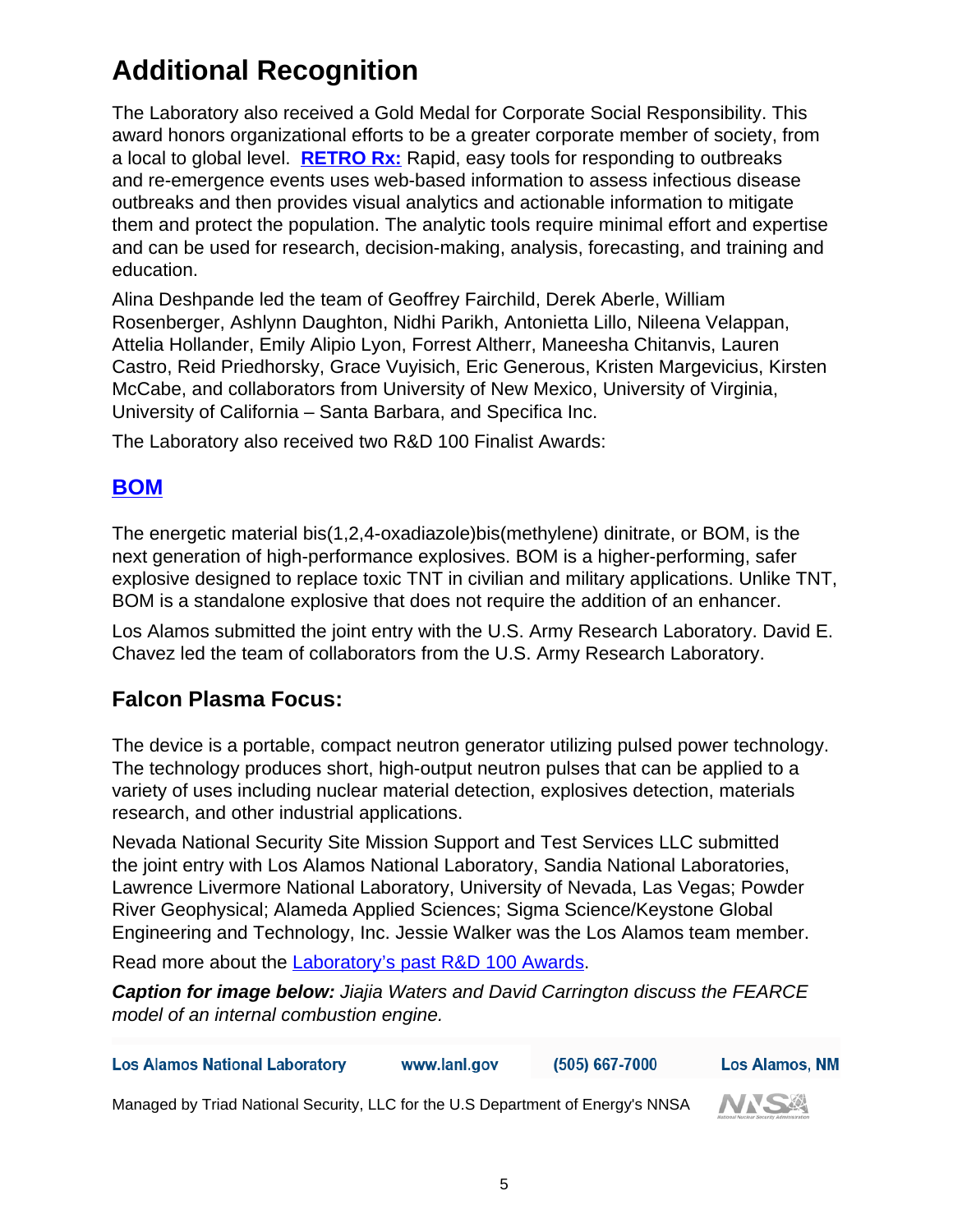## Additional Recognition

The Laboratory also received a Gold Medal for Corporate Social Responsibility. This award honors organizational efforts to be a greater corporate member of society, from a local to global level. **RETRO Rx:** Rapid, easy tools for responding to outbreaks and re-emergence events uses web-based information to assess infectious disease outbreaks and then provides visual analytics and actionable information to mitigate them and protect the population. The analytic tools require minimal effort and expertise and can be used for research, decision-making, analysis, forecasting, and training and education.

Alina Deshpande led the team of Geoffrey Fairchild, Derek Aberle, William Rosenberger, Ashlynn Daughton, Nidhi Parikh, Antonietta Lillo, Nileena Velappan, Attelia Hollander, Emily Alipio Lyon, Forrest Altherr, Maneesha Chitanvis, Lauren Castro, Reid Priedhorsky, Grace Vuyisich, Eric Generous, Kristen Margevicius, Kirsten McCabe, and collaborators from University of New Mexico, University of Virginia, University of California – Santa Barbara, and Specifica Inc.

The Laboratory also received two R&D 100 Finalist Awards:

### BOM

The energetic material bis(1,2,4-oxadiazole)bis(methylene) dinitrate, or BOM, is the next generation of high-performance explosives. BOM is a higher-performing, safer explosive designed to replace toxic TNT in civilian and military applications. Unlike TNT, BOM is a standalone explosive that does not require the addition of an enhancer.

Los Alamos submitted the joint entry with the U.S. Army Research Laboratory. David E. Chavez led the team of collaborators from the U.S. Army Research Laboratory.

### Falcon Plasma Focus:

The device is a portable, compact neutron generator utilizing pulsed power technology. The technology produces short, high-output neutron pulses that can be applied to a variety of uses including nuclear material detection, explosives detection, materials research, and other industrial applications.

Nevada National Security Site Mission Support and Test Services LLC submitted the joint entry with Los Alamos National Laboratory, Sandia National Laboratories, Lawrence Livermore National Laboratory, University of Nevada, Las Vegas; Powder River Geophysical; Alameda Applied Sciences; Sigma Science/Keystone Global Engineering and Technology, Inc. Jessie Walker was the Los Alamos team member.

Read more about the Laboratory's past R&D 100 Awards.

***Caption for image below:*** *Jiajia Waters and David Carrington discuss the FEARCE model of an internal combustion engine.*

Los Alamos National Laboratory | www.lanl.gov | (505) 667-7000 | Los Alamos, NM

Managed by Triad National Security, LLC for the U.S Department of Energy's NNSA